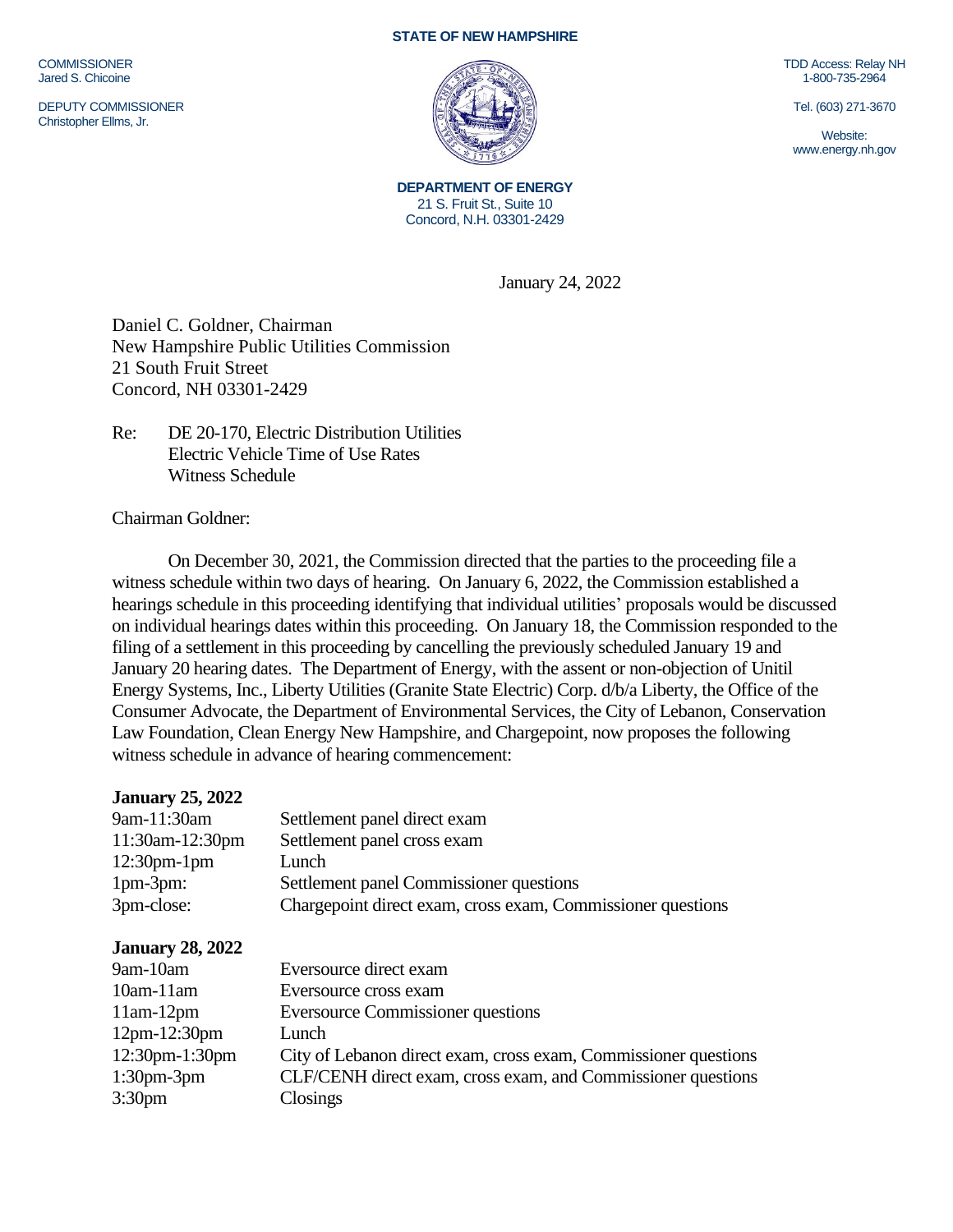**STATE OF NEW HAMPSHIRE**

COMMISSIONER
Jared S. Chicoine

DEPUTY COMMISSIONER
Christopher Ellms, Jr.

TDD Access: Relay NH
1-800-735-2964

Tel. (603) 271-3670

Website:
www.energy.nh.gov

**DEPARTMENT OF ENERGY**
21 S. Fruit St., Suite 10
Concord, N.H. 03301-2429

January 24, 2022

Daniel C. Goldner, Chairman
New Hampshire Public Utilities Commission
21 South Fruit Street
Concord, NH 03301-2429

Re: DE 20-170, Electric Distribution Utilities
Electric Vehicle Time of Use Rates
Witness Schedule

Chairman Goldner:

On December 30, 2021, the Commission directed that the parties to the proceeding file a witness schedule within two days of hearing. On January 6, 2022, the Commission established a hearings schedule in this proceeding identifying that individual utilities' proposals would be discussed on individual hearings dates within this proceeding. On January 18, the Commission responded to the filing of a settlement in this proceeding by cancelling the previously scheduled January 19 and January 20 hearing dates. The Department of Energy, with the assent or non-objection of Unitil Energy Systems, Inc., Liberty Utilities (Granite State Electric) Corp. d/b/a Liberty, the Office of the Consumer Advocate, the Department of Environmental Services, the City of Lebanon, Conservation Law Foundation, Clean Energy New Hampshire, and Chargepoint, now proposes the following witness schedule in advance of hearing commencement:

**January 25, 2022**

| | |
|---|---|
| 9am-11:30am | Settlement panel direct exam |
| 11:30am-12:30pm | Settlement panel cross exam |
| 12:30pm-1pm | Lunch |
| 1pm-3pm: | Settlement panel Commissioner questions |
| 3pm-close: | Chargepoint direct exam, cross exam, Commissioner questions |

**January 28, 2022**

| | |
|---|---|
| 9am-10am | Eversource direct exam |
| 10am-11am | Eversource cross exam |
| 11am-12pm | Eversource Commissioner questions |
| 12pm-12:30pm | Lunch |
| 12:30pm-1:30pm | City of Lebanon direct exam, cross exam, Commissioner questions |
| 1:30pm-3pm | CLF/CENH direct exam, cross exam, and Commissioner questions |
| 3:30pm | Closings |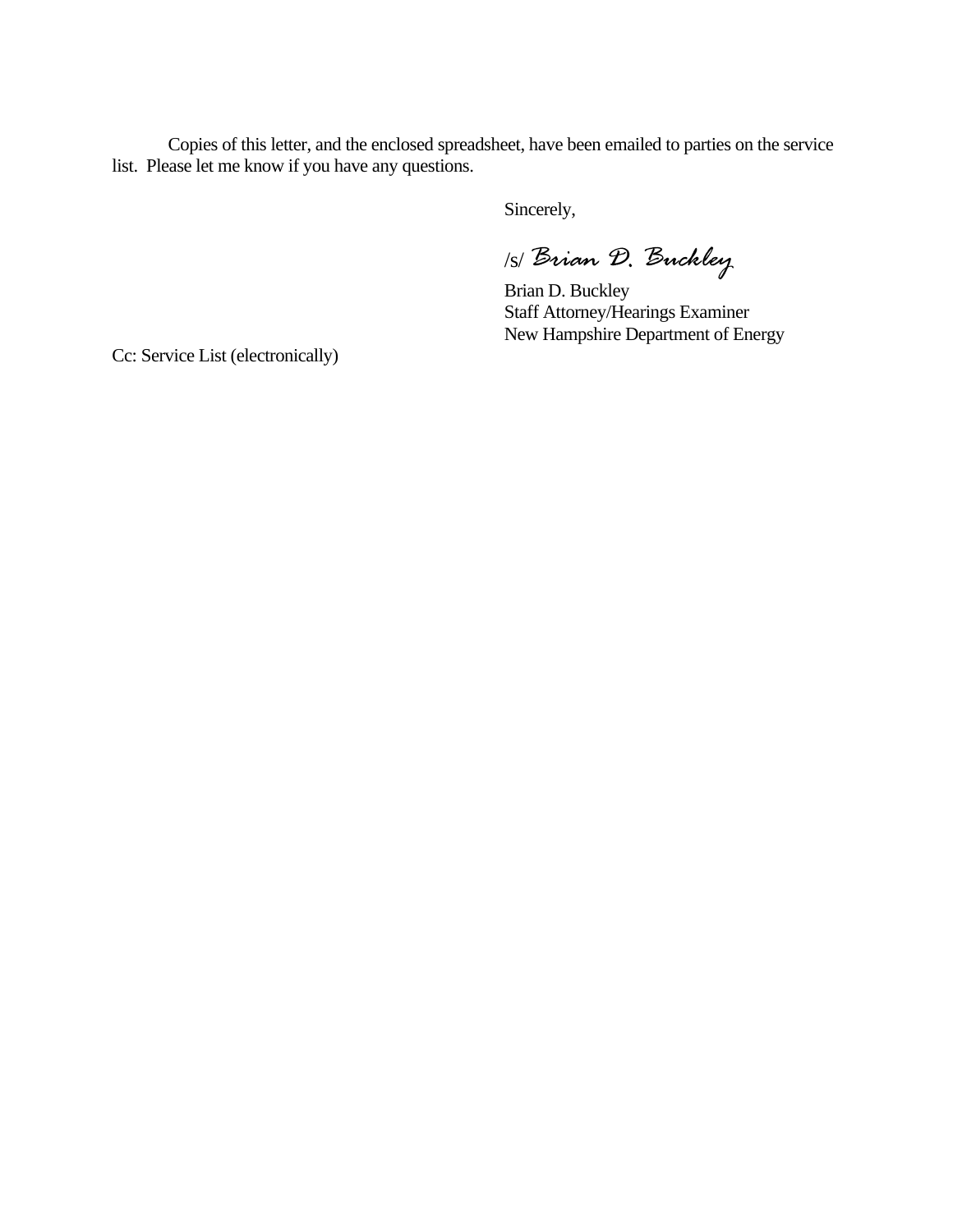Copies of this letter, and the enclosed spreadsheet, have been emailed to parties on the service list. Please let me know if you have any questions.

Sincerely,

/s/ *Brian D. Buckley*

Brian D. Buckley
Staff Attorney/Hearings Examiner
New Hampshire Department of Energy

Cc: Service List (electronically)